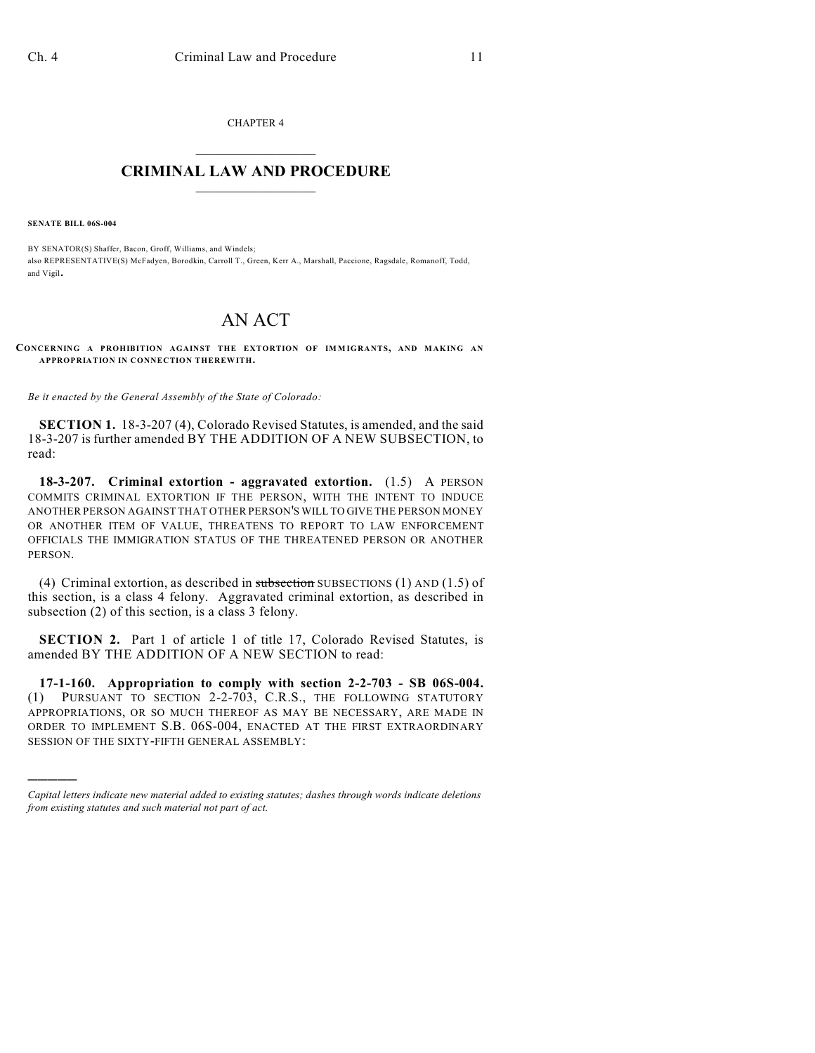CHAPTER 4

# CRIMINAL LAW AND PROCEDURE

**SENATE BILL 06S-004**

BY SENATOR(S) Shaffer, Bacon, Groff, Williams, and Windels;
also REPRESENTATIVE(S) McFadyen, Borodkin, Carroll T., Green, Kerr A., Marshall, Paccione, Ragsdale, Romanoff, Todd, and Vigil.

# AN ACT

**CONCERNING A PROHIBITION AGAINST THE EXTORTION OF IMMIGRANTS, AND MAKING AN APPROPRIATION IN CONNECTION THEREWITH.**

*Be it enacted by the General Assembly of the State of Colorado:*

**SECTION 1.** 18-3-207 (4), Colorado Revised Statutes, is amended, and the said 18-3-207 is further amended BY THE ADDITION OF A NEW SUBSECTION, to read:

**18-3-207. Criminal extortion - aggravated extortion.** (1.5) A PERSON COMMITS CRIMINAL EXTORTION IF THE PERSON, WITH THE INTENT TO INDUCE ANOTHER PERSON AGAINST THAT OTHER PERSON'S WILL TO GIVE THE PERSON MONEY OR ANOTHER ITEM OF VALUE, THREATENS TO REPORT TO LAW ENFORCEMENT OFFICIALS THE IMMIGRATION STATUS OF THE THREATENED PERSON OR ANOTHER PERSON.

(4) Criminal extortion, as described in ~~subsection~~ SUBSECTIONS (1) AND (1.5) of this section, is a class 4 felony. Aggravated criminal extortion, as described in subsection (2) of this section, is a class 3 felony.

**SECTION 2.** Part 1 of article 1 of title 17, Colorado Revised Statutes, is amended BY THE ADDITION OF A NEW SECTION to read:

**17-1-160. Appropriation to comply with section 2-2-703 - SB 06S-004.** (1) PURSUANT TO SECTION 2-2-703, C.R.S., THE FOLLOWING STATUTORY APPROPRIATIONS, OR SO MUCH THEREOF AS MAY BE NECESSARY, ARE MADE IN ORDER TO IMPLEMENT S.B. 06S-004, ENACTED AT THE FIRST EXTRAORDINARY SESSION OF THE SIXTY-FIFTH GENERAL ASSEMBLY:

*Capital letters indicate new material added to existing statutes; dashes through words indicate deletions from existing statutes and such material not part of act.*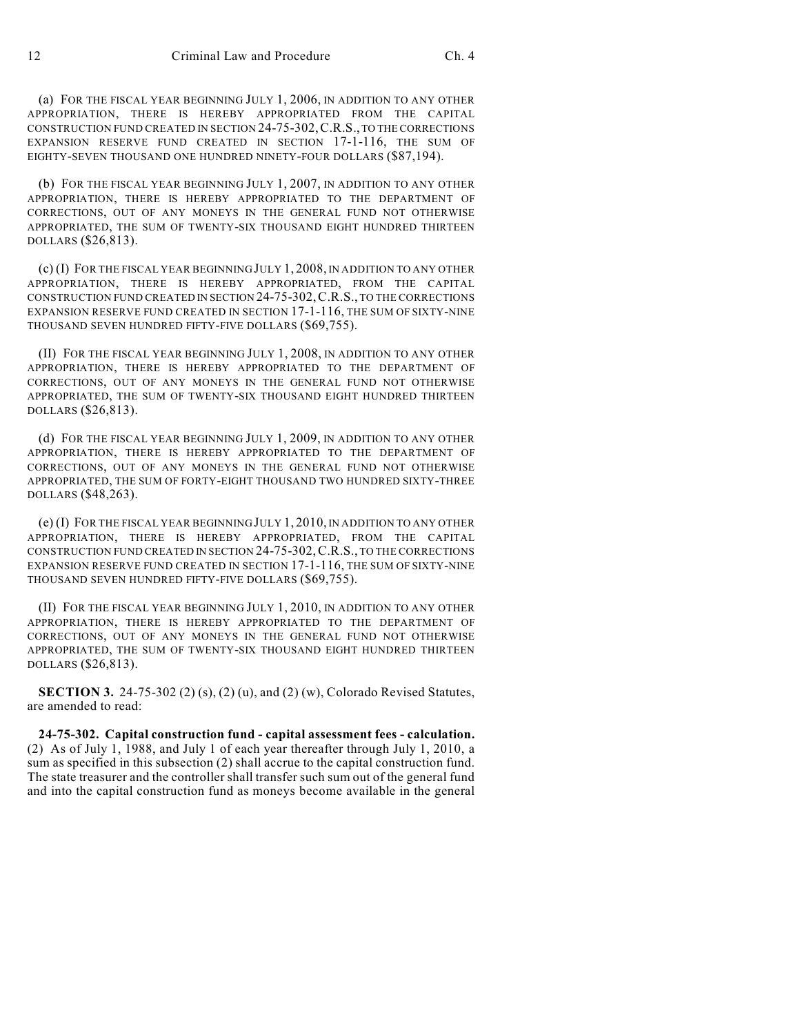(a) FOR THE FISCAL YEAR BEGINNING JULY 1, 2006, IN ADDITION TO ANY OTHER APPROPRIATION, THERE IS HEREBY APPROPRIATED FROM THE CAPITAL CONSTRUCTION FUND CREATED IN SECTION 24-75-302, C.R.S., TO THE CORRECTIONS EXPANSION RESERVE FUND CREATED IN SECTION 17-1-116, THE SUM OF EIGHTY-SEVEN THOUSAND ONE HUNDRED NINETY-FOUR DOLLARS ($87,194).

(b) FOR THE FISCAL YEAR BEGINNING JULY 1, 2007, IN ADDITION TO ANY OTHER APPROPRIATION, THERE IS HEREBY APPROPRIATED TO THE DEPARTMENT OF CORRECTIONS, OUT OF ANY MONEYS IN THE GENERAL FUND NOT OTHERWISE APPROPRIATED, THE SUM OF TWENTY-SIX THOUSAND EIGHT HUNDRED THIRTEEN DOLLARS ($26,813).

(c) (I) FOR THE FISCAL YEAR BEGINNING JULY 1, 2008, IN ADDITION TO ANY OTHER APPROPRIATION, THERE IS HEREBY APPROPRIATED, FROM THE CAPITAL CONSTRUCTION FUND CREATED IN SECTION 24-75-302, C.R.S., TO THE CORRECTIONS EXPANSION RESERVE FUND CREATED IN SECTION 17-1-116, THE SUM OF SIXTY-NINE THOUSAND SEVEN HUNDRED FIFTY-FIVE DOLLARS ($69,755).

(II) FOR THE FISCAL YEAR BEGINNING JULY 1, 2008, IN ADDITION TO ANY OTHER APPROPRIATION, THERE IS HEREBY APPROPRIATED TO THE DEPARTMENT OF CORRECTIONS, OUT OF ANY MONEYS IN THE GENERAL FUND NOT OTHERWISE APPROPRIATED, THE SUM OF TWENTY-SIX THOUSAND EIGHT HUNDRED THIRTEEN DOLLARS ($26,813).

(d) FOR THE FISCAL YEAR BEGINNING JULY 1, 2009, IN ADDITION TO ANY OTHER APPROPRIATION, THERE IS HEREBY APPROPRIATED TO THE DEPARTMENT OF CORRECTIONS, OUT OF ANY MONEYS IN THE GENERAL FUND NOT OTHERWISE APPROPRIATED, THE SUM OF FORTY-EIGHT THOUSAND TWO HUNDRED SIXTY-THREE DOLLARS ($48,263).

(e) (I) FOR THE FISCAL YEAR BEGINNING JULY 1, 2010, IN ADDITION TO ANY OTHER APPROPRIATION, THERE IS HEREBY APPROPRIATED, FROM THE CAPITAL CONSTRUCTION FUND CREATED IN SECTION 24-75-302, C.R.S., TO THE CORRECTIONS EXPANSION RESERVE FUND CREATED IN SECTION 17-1-116, THE SUM OF SIXTY-NINE THOUSAND SEVEN HUNDRED FIFTY-FIVE DOLLARS ($69,755).

(II) FOR THE FISCAL YEAR BEGINNING JULY 1, 2010, IN ADDITION TO ANY OTHER APPROPRIATION, THERE IS HEREBY APPROPRIATED TO THE DEPARTMENT OF CORRECTIONS, OUT OF ANY MONEYS IN THE GENERAL FUND NOT OTHERWISE APPROPRIATED, THE SUM OF TWENTY-SIX THOUSAND EIGHT HUNDRED THIRTEEN DOLLARS ($26,813).

**SECTION 3.** 24-75-302 (2) (s), (2) (u), and (2) (w), Colorado Revised Statutes, are amended to read:

**24-75-302. Capital construction fund - capital assessment fees - calculation.** (2) As of July 1, 1988, and July 1 of each year thereafter through July 1, 2010, a sum as specified in this subsection (2) shall accrue to the capital construction fund. The state treasurer and the controller shall transfer such sum out of the general fund and into the capital construction fund as moneys become available in the general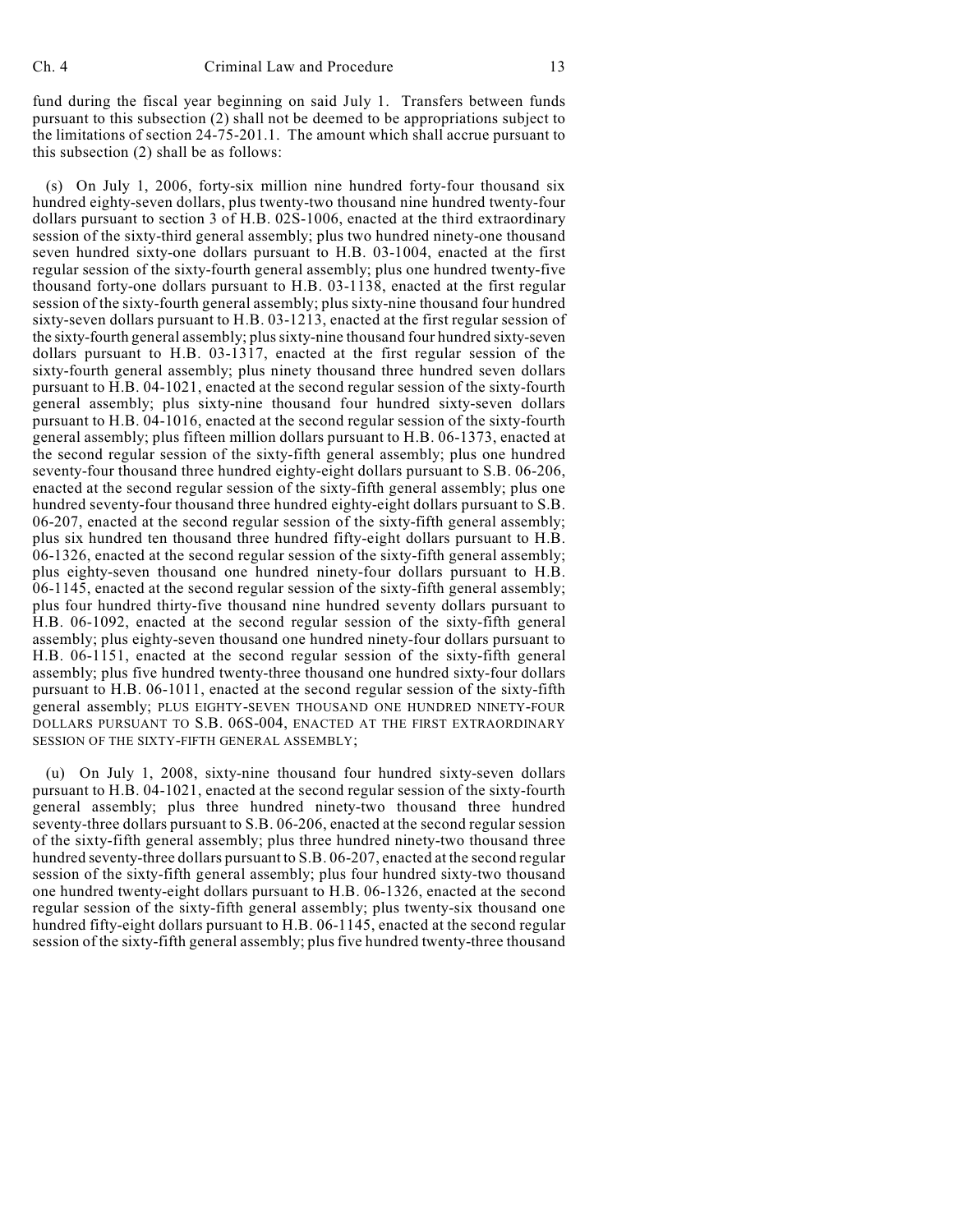fund during the fiscal year beginning on said July 1. Transfers between funds pursuant to this subsection (2) shall not be deemed to be appropriations subject to the limitations of section 24-75-201.1. The amount which shall accrue pursuant to this subsection (2) shall be as follows:

(s) On July 1, 2006, forty-six million nine hundred forty-four thousand six hundred eighty-seven dollars, plus twenty-two thousand nine hundred twenty-four dollars pursuant to section 3 of H.B. 02S-1006, enacted at the third extraordinary session of the sixty-third general assembly; plus two hundred ninety-one thousand seven hundred sixty-one dollars pursuant to H.B. 03-1004, enacted at the first regular session of the sixty-fourth general assembly; plus one hundred twenty-five thousand forty-one dollars pursuant to H.B. 03-1138, enacted at the first regular session of the sixty-fourth general assembly; plus sixty-nine thousand four hundred sixty-seven dollars pursuant to H.B. 03-1213, enacted at the first regular session of the sixty-fourth general assembly; plus sixty-nine thousand four hundred sixty-seven dollars pursuant to H.B. 03-1317, enacted at the first regular session of the sixty-fourth general assembly; plus ninety thousand three hundred seven dollars pursuant to H.B. 04-1021, enacted at the second regular session of the sixty-fourth general assembly; plus sixty-nine thousand four hundred sixty-seven dollars pursuant to H.B. 04-1016, enacted at the second regular session of the sixty-fourth general assembly; plus fifteen million dollars pursuant to H.B. 06-1373, enacted at the second regular session of the sixty-fifth general assembly; plus one hundred seventy-four thousand three hundred eighty-eight dollars pursuant to S.B. 06-206, enacted at the second regular session of the sixty-fifth general assembly; plus one hundred seventy-four thousand three hundred eighty-eight dollars pursuant to S.B. 06-207, enacted at the second regular session of the sixty-fifth general assembly; plus six hundred ten thousand three hundred fifty-eight dollars pursuant to H.B. 06-1326, enacted at the second regular session of the sixty-fifth general assembly; plus eighty-seven thousand one hundred ninety-four dollars pursuant to H.B. 06-1145, enacted at the second regular session of the sixty-fifth general assembly; plus four hundred thirty-five thousand nine hundred seventy dollars pursuant to H.B. 06-1092, enacted at the second regular session of the sixty-fifth general assembly; plus eighty-seven thousand one hundred ninety-four dollars pursuant to H.B. 06-1151, enacted at the second regular session of the sixty-fifth general assembly; plus five hundred twenty-three thousand one hundred sixty-four dollars pursuant to H.B. 06-1011, enacted at the second regular session of the sixty-fifth general assembly; PLUS EIGHTY-SEVEN THOUSAND ONE HUNDRED NINETY-FOUR DOLLARS PURSUANT TO S.B. 06S-004, ENACTED AT THE FIRST EXTRAORDINARY SESSION OF THE SIXTY-FIFTH GENERAL ASSEMBLY;

(u) On July 1, 2008, sixty-nine thousand four hundred sixty-seven dollars pursuant to H.B. 04-1021, enacted at the second regular session of the sixty-fourth general assembly; plus three hundred ninety-two thousand three hundred seventy-three dollars pursuant to S.B. 06-206, enacted at the second regular session of the sixty-fifth general assembly; plus three hundred ninety-two thousand three hundred seventy-three dollars pursuant to S.B. 06-207, enacted at the second regular session of the sixty-fifth general assembly; plus four hundred sixty-two thousand one hundred twenty-eight dollars pursuant to H.B. 06-1326, enacted at the second regular session of the sixty-fifth general assembly; plus twenty-six thousand one hundred fifty-eight dollars pursuant to H.B. 06-1145, enacted at the second regular session of the sixty-fifth general assembly; plus five hundred twenty-three thousand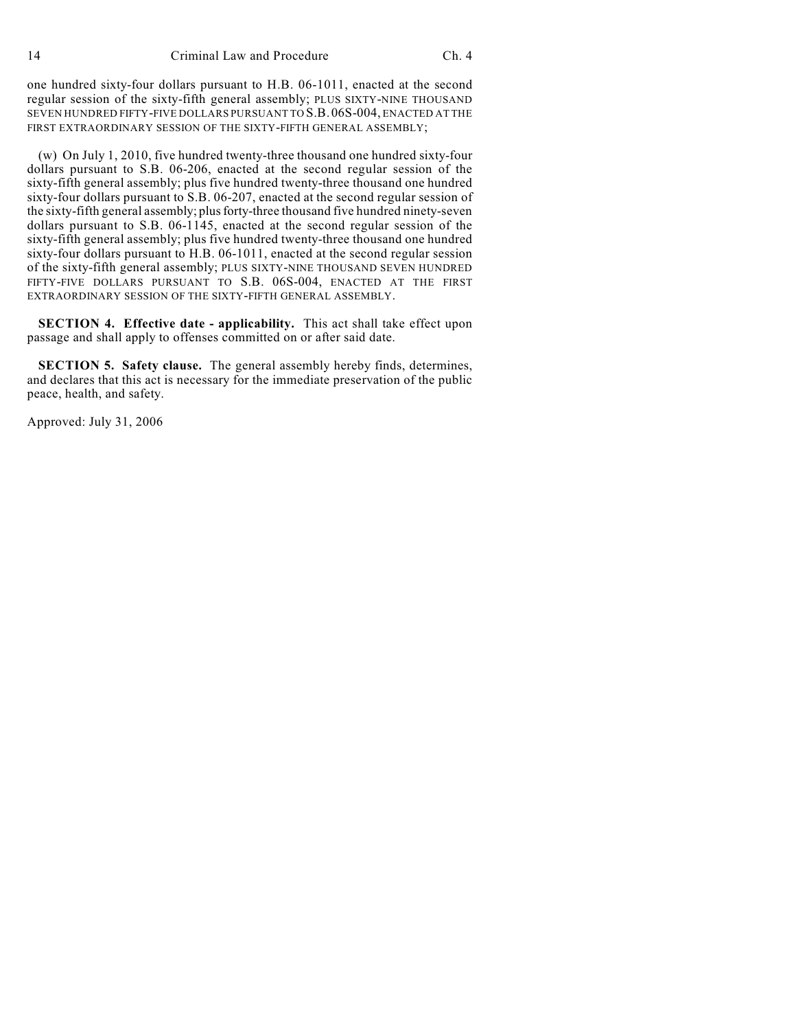one hundred sixty-four dollars pursuant to H.B. 06-1011, enacted at the second regular session of the sixty-fifth general assembly; PLUS SIXTY-NINE THOUSAND SEVEN HUNDRED FIFTY-FIVE DOLLARS PURSUANT TO S.B. 06S-004, ENACTED AT THE FIRST EXTRAORDINARY SESSION OF THE SIXTY-FIFTH GENERAL ASSEMBLY;

(w) On July 1, 2010, five hundred twenty-three thousand one hundred sixty-four dollars pursuant to S.B. 06-206, enacted at the second regular session of the sixty-fifth general assembly; plus five hundred twenty-three thousand one hundred sixty-four dollars pursuant to S.B. 06-207, enacted at the second regular session of the sixty-fifth general assembly; plus forty-three thousand five hundred ninety-seven dollars pursuant to S.B. 06-1145, enacted at the second regular session of the sixty-fifth general assembly; plus five hundred twenty-three thousand one hundred sixty-four dollars pursuant to H.B. 06-1011, enacted at the second regular session of the sixty-fifth general assembly; PLUS SIXTY-NINE THOUSAND SEVEN HUNDRED FIFTY-FIVE DOLLARS PURSUANT TO S.B. 06S-004, ENACTED AT THE FIRST EXTRAORDINARY SESSION OF THE SIXTY-FIFTH GENERAL ASSEMBLY.

**SECTION 4. Effective date - applicability.** This act shall take effect upon passage and shall apply to offenses committed on or after said date.

**SECTION 5. Safety clause.** The general assembly hereby finds, determines, and declares that this act is necessary for the immediate preservation of the public peace, health, and safety.

Approved: July 31, 2006